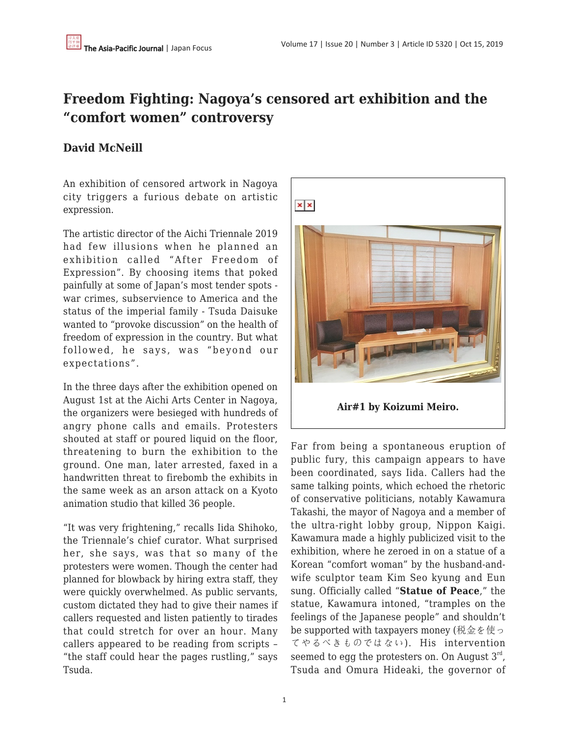# Freedom Fighting: Nagoya's censored art exhibition and the "comfort women" controversy

## David McNeill

An exhibition of censored artwork in Nagoya city triggers a furious debate on artistic expression.

The artistic director of the Aichi Triennale 2019 had few illusions when he planned an exhibition called "After Freedom of Expression". By choosing items that poked painfully at some of Japan's most tender spots - war crimes, subservience to America and the status of the imperial family - Tsuda Daisuke wanted to "provoke discussion" on the health of freedom of expression in the country. But what followed, he says, was "beyond our expectations".

In the three days after the exhibition opened on August 1st at the Aichi Arts Center in Nagoya, the organizers were besieged with hundreds of angry phone calls and emails. Protesters shouted at staff or poured liquid on the floor, threatening to burn the exhibition to the ground. One man, later arrested, faxed in a handwritten threat to firebomb the exhibits in the same week as an arson attack on a Kyoto animation studio that killed 36 people.

"It was very frightening," recalls Iida Shihoko, the Triennale's chief curator. What surprised her, she says, was that so many of the protesters were women. Though the center had planned for blowback by hiring extra staff, they were quickly overwhelmed. As public servants, custom dictated they had to give their names if callers requested and listen patiently to tirades that could stretch for over an hour. Many callers appeared to be reading from scripts – "the staff could hear the pages rustling," says Tsuda.

**Air#1 by Koizumi Meiro.**

Far from being a spontaneous eruption of public fury, this campaign appears to have been coordinated, says Iida. Callers had the same talking points, which echoed the rhetoric of conservative politicians, notably Kawamura Takashi, the mayor of Nagoya and a member of the ultra-right lobby group, Nippon Kaigi. Kawamura made a highly publicized visit to the exhibition, where he zeroed in on a statue of a Korean "comfort woman" by the husband-and-wife sculptor team Kim Seo kyung and Eun sung. Officially called "**Statue of Peace**," the statue, Kawamura intoned, "tramples on the feelings of the Japanese people" and shouldn't be supported with taxpayers money (税金を使ってやるべきものではない). His intervention seemed to egg the protesters on. On August 3rd, Tsuda and Omura Hideaki, the governor of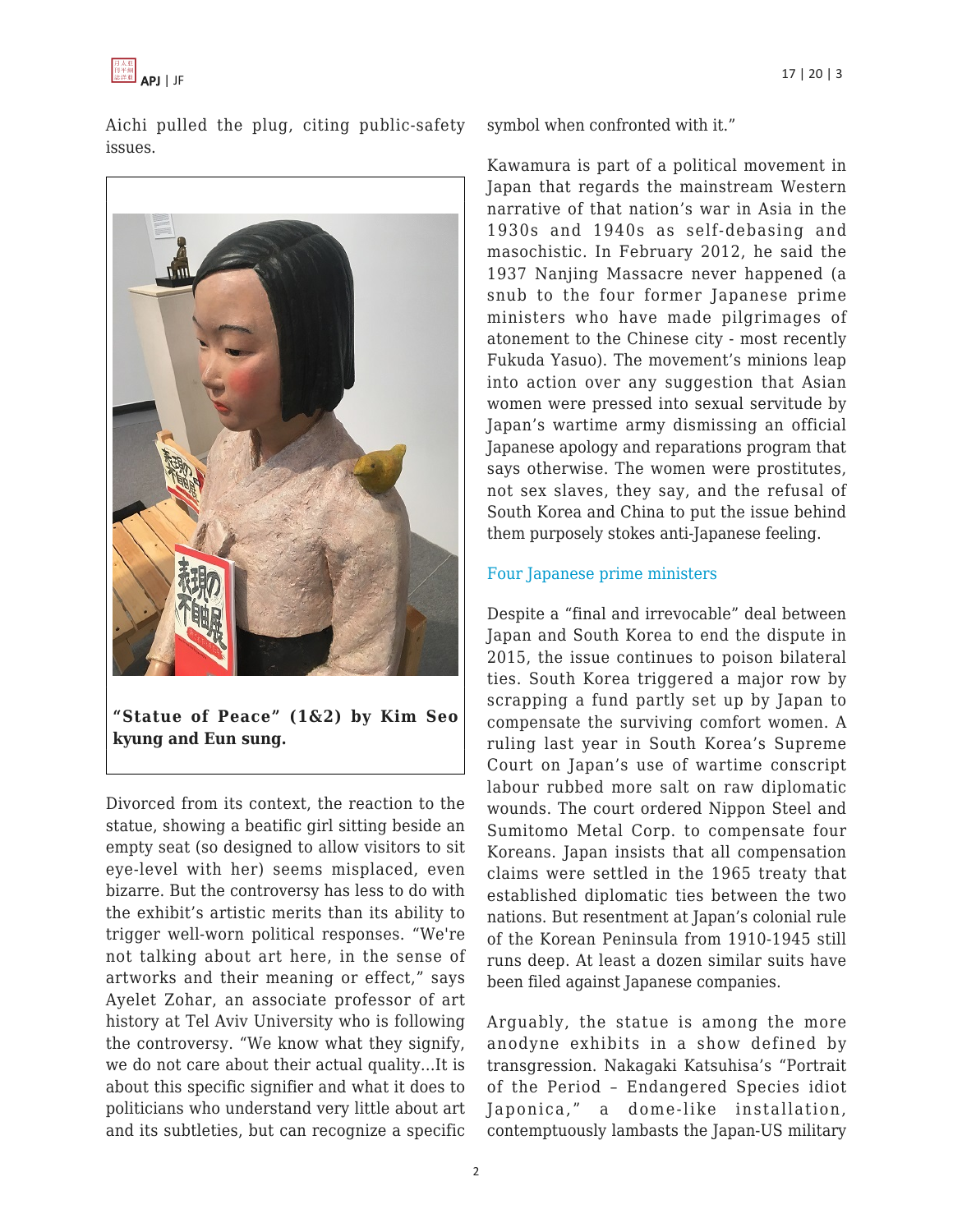Aichi pulled the plug, citing public-safety issues.

**"Statue of Peace" (1&2) by Kim Seo kyung and Eun sung.**

Divorced from its context, the reaction to the statue, showing a beatific girl sitting beside an empty seat (so designed to allow visitors to sit eye-level with her) seems misplaced, even bizarre. But the controversy has less to do with the exhibit's artistic merits than its ability to trigger well-worn political responses. "We're not talking about art here, in the sense of artworks and their meaning or effect," says Ayelet Zohar, an associate professor of art history at Tel Aviv University who is following the controversy. "We know what they signify, we do not care about their actual quality…It is about this specific signifier and what it does to politicians who understand very little about art and its subtleties, but can recognize a specific symbol when confronted with it."

Kawamura is part of a political movement in Japan that regards the mainstream Western narrative of that nation's war in Asia in the 1930s and 1940s as self-debasing and masochistic. In February 2012, he said the 1937 Nanjing Massacre never happened (a snub to the four former Japanese prime ministers who have made pilgrimages of atonement to the Chinese city - most recently Fukuda Yasuo). The movement's minions leap into action over any suggestion that Asian women were pressed into sexual servitude by Japan's wartime army dismissing an official Japanese apology and reparations program that says otherwise. The women were prostitutes, not sex slaves, they say, and the refusal of South Korea and China to put the issue behind them purposely stokes anti-Japanese feeling.

Four Japanese prime ministers

Despite a "final and irrevocable" deal between Japan and South Korea to end the dispute in 2015, the issue continues to poison bilateral ties. South Korea triggered a major row by scrapping a fund partly set up by Japan to compensate the surviving comfort women. A ruling last year in South Korea's Supreme Court on Japan's use of wartime conscript labour rubbed more salt on raw diplomatic wounds. The court ordered Nippon Steel and Sumitomo Metal Corp. to compensate four Koreans. Japan insists that all compensation claims were settled in the 1965 treaty that established diplomatic ties between the two nations. But resentment at Japan's colonial rule of the Korean Peninsula from 1910-1945 still runs deep. At least a dozen similar suits have been filed against Japanese companies.

Arguably, the statue is among the more anodyne exhibits in a show defined by transgression. Nakagaki Katsuhisa's "Portrait of the Period – Endangered Species idiot Japonica," a dome-like installation, contemptuously lambasts the Japan-US military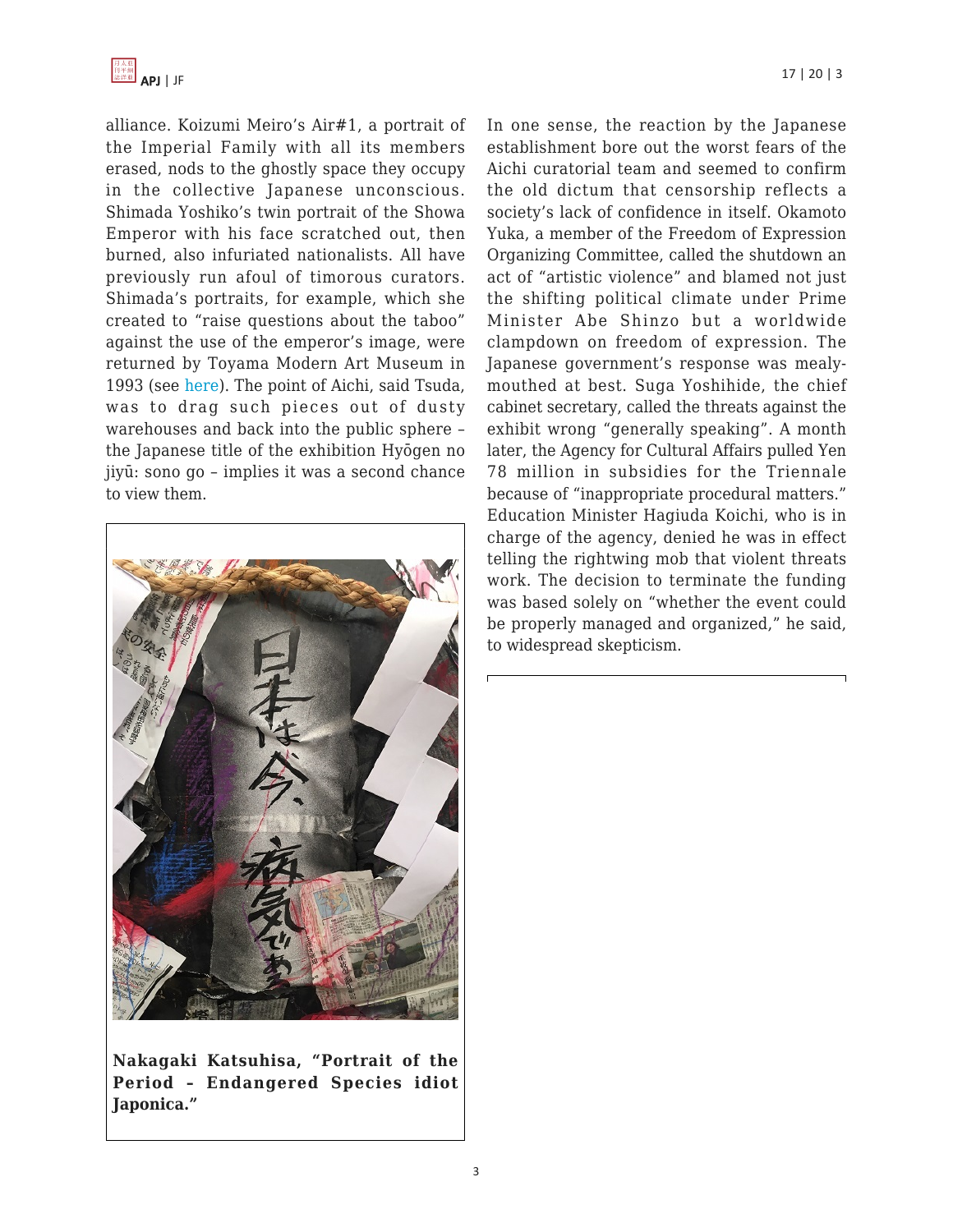alliance. Koizumi Meiro's Air#1, a portrait of the Imperial Family with all its members erased, nods to the ghostly space they occupy in the collective Japanese unconscious. Shimada Yoshiko's twin portrait of the Showa Emperor with his face scratched out, then burned, also infuriated nationalists. All have previously run afoul of timorous curators. Shimada's portraits, for example, which she created to "raise questions about the taboo" against the use of the emperor's image, were returned by Toyama Modern Art Museum in 1993 (see here). The point of Aichi, said Tsuda, was to drag such pieces out of dusty warehouses and back into the public sphere – the Japanese title of the exhibition Hyōgen no jiyū: sono go – implies it was a second chance to view them.

**Nakagaki Katsuhisa, "Portrait of the Period – Endangered Species idiot Japonica."**

In one sense, the reaction by the Japanese establishment bore out the worst fears of the Aichi curatorial team and seemed to confirm the old dictum that censorship reflects a society's lack of confidence in itself. Okamoto Yuka, a member of the Freedom of Expression Organizing Committee, called the shutdown an act of "artistic violence" and blamed not just the shifting political climate under Prime Minister Abe Shinzo but a worldwide clampdown on freedom of expression. The Japanese government's response was mealy-mouthed at best. Suga Yoshihide, the chief cabinet secretary, called the threats against the exhibit wrong "generally speaking". A month later, the Agency for Cultural Affairs pulled Yen 78 million in subsidies for the Triennale because of "inappropriate procedural matters." Education Minister Hagiuda Koichi, who is in charge of the agency, denied he was in effect telling the rightwing mob that violent threats work. The decision to terminate the funding was based solely on "whether the event could be properly managed and organized," he said, to widespread skepticism.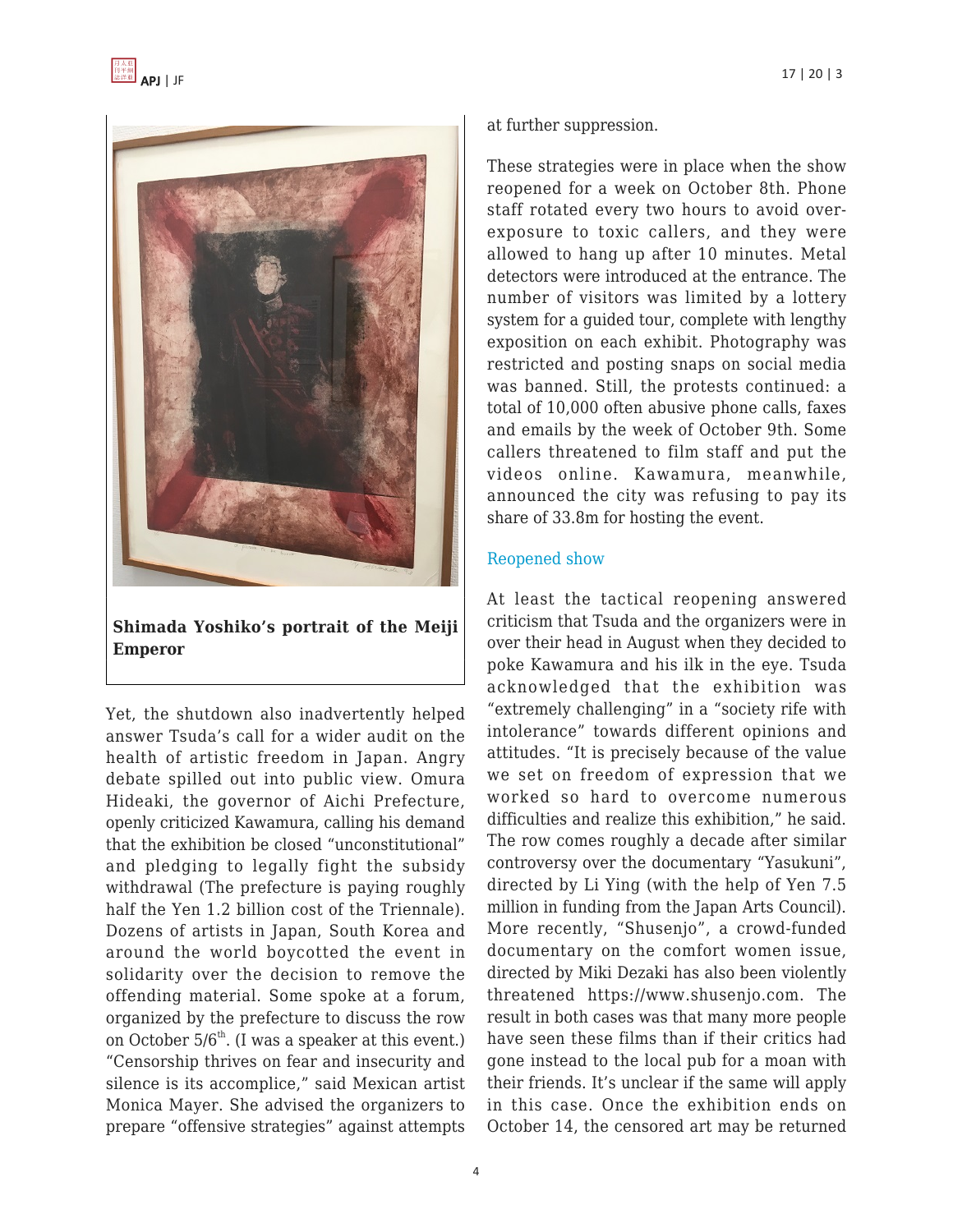**Shimada Yoshiko's portrait of the Meiji Emperor**

Yet, the shutdown also inadvertently helped answer Tsuda's call for a wider audit on the health of artistic freedom in Japan. Angry debate spilled out into public view. Omura Hideaki, the governor of Aichi Prefecture, openly criticized Kawamura, calling his demand that the exhibition be closed "unconstitutional" and pledging to legally fight the subsidy withdrawal (The prefecture is paying roughly half the Yen 1.2 billion cost of the Triennale). Dozens of artists in Japan, South Korea and around the world boycotted the event in solidarity over the decision to remove the offending material. Some spoke at a forum, organized by the prefecture to discuss the row on October 5/6th. (I was a speaker at this event.) "Censorship thrives on fear and insecurity and silence is its accomplice," said Mexican artist Monica Mayer. She advised the organizers to prepare "offensive strategies" against attempts at further suppression.

These strategies were in place when the show reopened for a week on October 8th. Phone staff rotated every two hours to avoid over-exposure to toxic callers, and they were allowed to hang up after 10 minutes. Metal detectors were introduced at the entrance. The number of visitors was limited by a lottery system for a guided tour, complete with lengthy exposition on each exhibit. Photography was restricted and posting snaps on social media was banned. Still, the protests continued: a total of 10,000 often abusive phone calls, faxes and emails by the week of October 9th. Some callers threatened to film staff and put the videos online. Kawamura, meanwhile, announced the city was refusing to pay its share of 33.8m for hosting the event.

## Reopened show

At least the tactical reopening answered criticism that Tsuda and the organizers were in over their head in August when they decided to poke Kawamura and his ilk in the eye. Tsuda acknowledged that the exhibition was "extremely challenging" in a "society rife with intolerance" towards different opinions and attitudes. "It is precisely because of the value we set on freedom of expression that we worked so hard to overcome numerous difficulties and realize this exhibition," he said. The row comes roughly a decade after similar controversy over the documentary "Yasukuni", directed by Li Ying (with the help of Yen 7.5 million in funding from the Japan Arts Council). More recently, "Shusenjo", a crowd-funded documentary on the comfort women issue, directed by Miki Dezaki has also been violently threatened https://www.shusenjo.com. The result in both cases was that many more people have seen these films than if their critics had gone instead to the local pub for a moan with their friends. It's unclear if the same will apply in this case. Once the exhibition ends on October 14, the censored art may be returned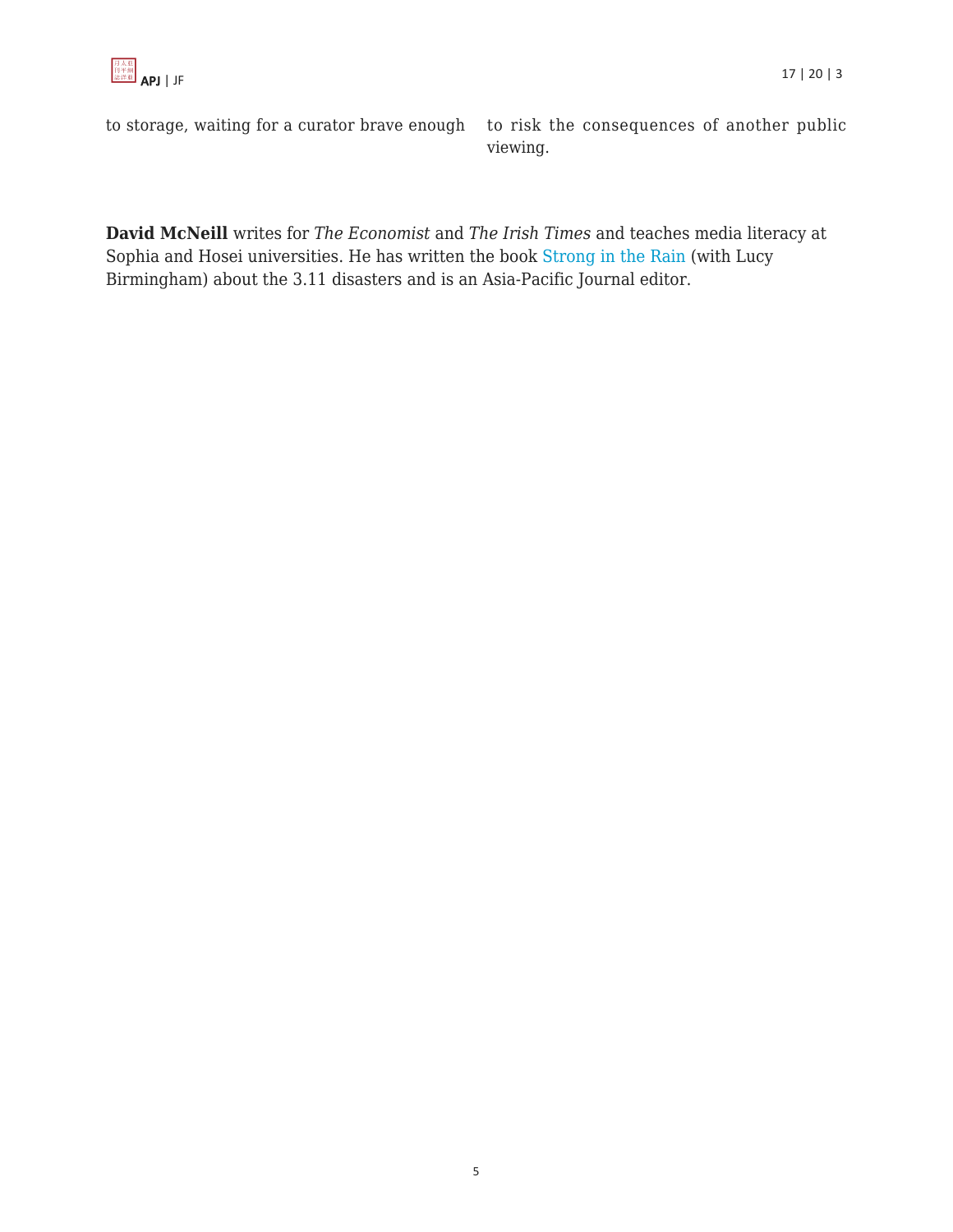to storage, waiting for a curator brave enough to risk the consequences of another public viewing.

**David McNeill** writes for *The Economist* and *The Irish Times* and teaches media literacy at Sophia and Hosei universities. He has written the book Strong in the Rain (with Lucy Birmingham) about the 3.11 disasters and is an Asia-Pacific Journal editor.